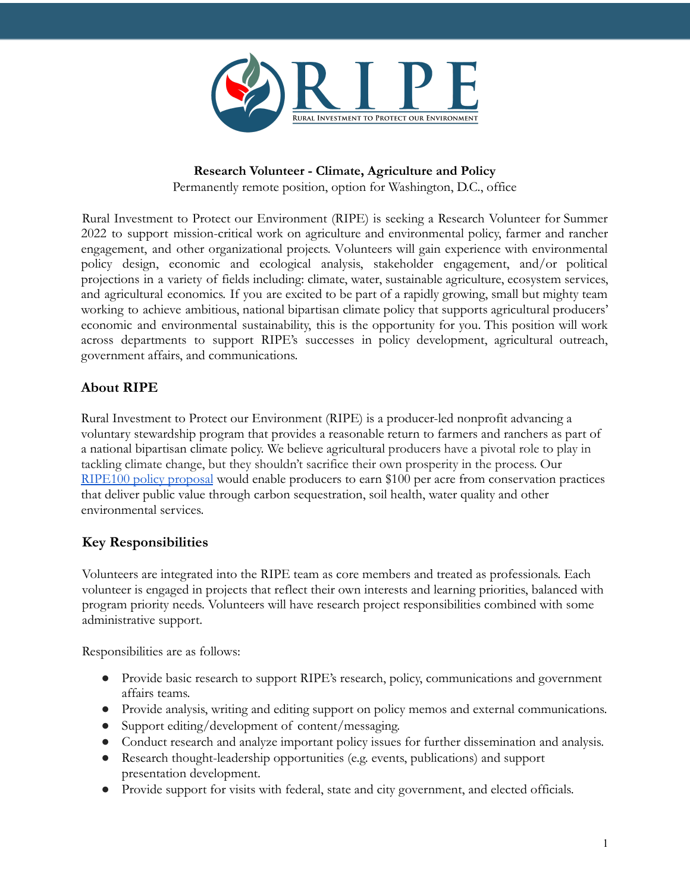RIPE

RURAL INVESTMENT TO PROTECT OUR ENVIRONMENT

**Research Volunteer - Climate, Agriculture and Policy**

Permanently remote position, option for Washington, D.C., office

Rural Investment to Protect our Environment (RIPE) is seeking a Research Volunteer for Summer 2022 to support mission-critical work on agriculture and environmental policy, farmer and rancher engagement, and other organizational projects. Volunteers will gain experience with environmental policy design, economic and ecological analysis, stakeholder engagement, and/or political projections in a variety of fields including: climate, water, sustainable agriculture, ecosystem services, and agricultural economics. If you are excited to be part of a rapidly growing, small but mighty team working to achieve ambitious, national bipartisan climate policy that supports agricultural producers' economic and environmental sustainability, this is the opportunity for you. This position will work across departments to support RIPE's successes in policy development, agricultural outreach, government affairs, and communications.

## About RIPE

Rural Investment to Protect our Environment (RIPE) is a producer-led nonprofit advancing a voluntary stewardship program that provides a reasonable return to farmers and ranchers as part of a national bipartisan climate policy. We believe agricultural producers have a pivotal role to play in tackling climate change, but they shouldn't sacrifice their own prosperity in the process. Our RIPE100 policy proposal would enable producers to earn $100 per acre from conservation practices that deliver public value through carbon sequestration, soil health, water quality and other environmental services.

## Key Responsibilities

Volunteers are integrated into the RIPE team as core members and treated as professionals. Each volunteer is engaged in projects that reflect their own interests and learning priorities, balanced with program priority needs. Volunteers will have research project responsibilities combined with some administrative support.

Responsibilities are as follows:

- Provide basic research to support RIPE's research, policy, communications and government affairs teams.
- Provide analysis, writing and editing support on policy memos and external communications.
- Support editing/development of content/messaging.
- Conduct research and analyze important policy issues for further dissemination and analysis.
- Research thought-leadership opportunities (e.g. events, publications) and support presentation development.
- Provide support for visits with federal, state and city government, and elected officials.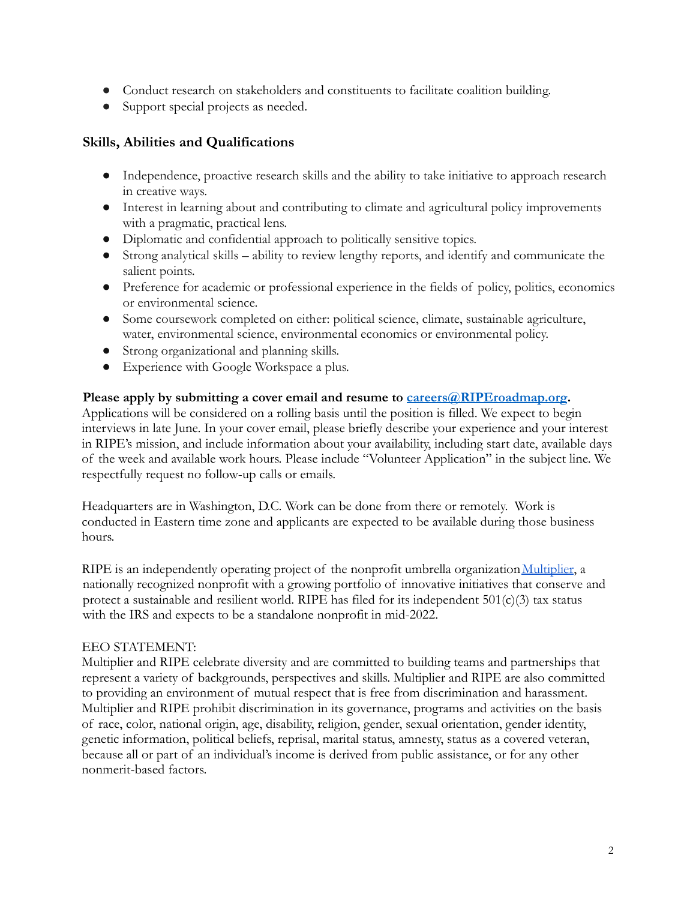- Conduct research on stakeholders and constituents to facilitate coalition building.
- Support special projects as needed.

### Skills, Abilities and Qualifications

- Independence, proactive research skills and the ability to take initiative to approach research in creative ways.
- Interest in learning about and contributing to climate and agricultural policy improvements with a pragmatic, practical lens.
- Diplomatic and confidential approach to politically sensitive topics.
- Strong analytical skills – ability to review lengthy reports, and identify and communicate the salient points.
- Preference for academic or professional experience in the fields of policy, politics, economics or environmental science.
- Some coursework completed on either: political science, climate, sustainable agriculture, water, environmental science, environmental economics or environmental policy.
- Strong organizational and planning skills.
- Experience with Google Workspace a plus.

**Please apply by submitting a cover email and resume to [careers@RIPEroadmap.org](mailto:careers@RIPEroadmap.org).** Applications will be considered on a rolling basis until the position is filled. We expect to begin interviews in late June. In your cover email, please briefly describe your experience and your interest in RIPE's mission, and include information about your availability, including start date, available days of the week and available work hours. Please include "Volunteer Application" in the subject line. We respectfully request no follow-up calls or emails.

Headquarters are in Washington, D.C. Work can be done from there or remotely. Work is conducted in Eastern time zone and applicants are expected to be available during those business hours.

RIPE is an independently operating project of the nonprofit umbrella organization Multiplier, a nationally recognized nonprofit with a growing portfolio of innovative initiatives that conserve and protect a sustainable and resilient world. RIPE has filed for its independent 501(c)(3) tax status with the IRS and expects to be a standalone nonprofit in mid-2022.

EEO STATEMENT:
Multiplier and RIPE celebrate diversity and are committed to building teams and partnerships that represent a variety of backgrounds, perspectives and skills. Multiplier and RIPE are also committed to providing an environment of mutual respect that is free from discrimination and harassment. Multiplier and RIPE prohibit discrimination in its governance, programs and activities on the basis of race, color, national origin, age, disability, religion, gender, sexual orientation, gender identity, genetic information, political beliefs, reprisal, marital status, amnesty, status as a covered veteran, because all or part of an individual's income is derived from public assistance, or for any other nonmerit-based factors.